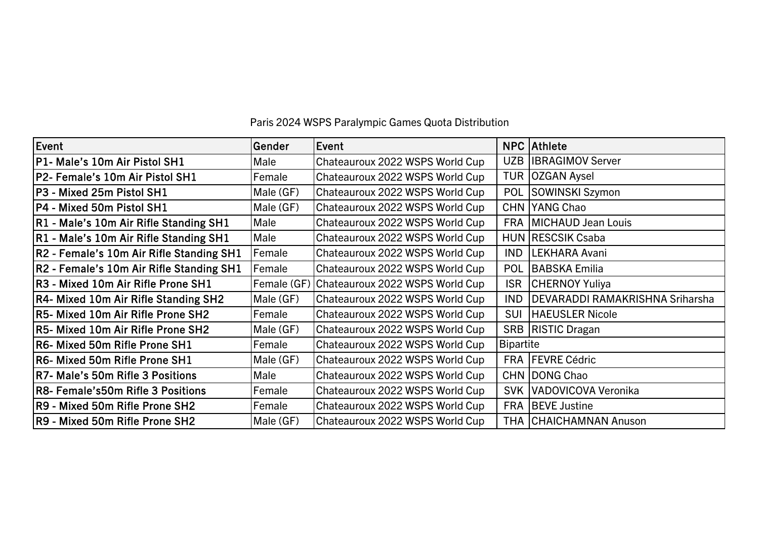Paris 2024 WSPS Paralympic Games Quota Distribution

| Event | Gender | Event | NPC | Athlete |
|---|---|---|---|---|
| P1- Male's 10m Air Pistol SH1 | Male | Chateauroux 2022 WSPS World Cup | UZB | IBRAGIMOV Server |
| P2- Female's 10m Air Pistol SH1 | Female | Chateauroux 2022 WSPS World Cup | TUR | OZGAN Aysel |
| P3 - Mixed 25m Pistol SH1 | Male (GF) | Chateauroux 2022 WSPS World Cup | POL | SOWINSKI Szymon |
| P4 - Mixed 50m Pistol SH1 | Male (GF) | Chateauroux 2022 WSPS World Cup | CHN | YANG Chao |
| R1 - Male's 10m Air Rifle Standing SH1 | Male | Chateauroux 2022 WSPS World Cup | FRA | MICHAUD Jean Louis |
| R1 - Male's 10m Air Rifle Standing SH1 | Male | Chateauroux 2022 WSPS World Cup | HUN | RESCSIK Csaba |
| R2 - Female's 10m Air Rifle Standing SH1 | Female | Chateauroux 2022 WSPS World Cup | IND | LEKHARA Avani |
| R2 - Female's 10m Air Rifle Standing SH1 | Female | Chateauroux 2022 WSPS World Cup | POL | BABSKA Emilia |
| R3 - Mixed 10m Air Rifle Prone SH1 | Female (GF) | Chateauroux 2022 WSPS World Cup | ISR | CHERNOY Yuliya |
| R4- Mixed 10m Air Rifle Standing SH2 | Male (GF) | Chateauroux 2022 WSPS World Cup | IND | DEVARADDI RAMAKRISHNA Sriharsha |
| R5- Mixed 10m Air Rifle Prone SH2 | Female | Chateauroux 2022 WSPS World Cup | SUI | HAEUSLER Nicole |
| R5- Mixed 10m Air Rifle Prone SH2 | Male (GF) | Chateauroux 2022 WSPS World Cup | SRB | RISTIC Dragan |
| R6- Mixed 50m Rifle Prone SH1 | Female | Chateauroux 2022 WSPS World Cup | Bipartite | |
| R6- Mixed 50m Rifle Prone SH1 | Male (GF) | Chateauroux 2022 WSPS World Cup | FRA | FEVRE Cédric |
| R7- Male's 50m Rifle 3 Positions | Male | Chateauroux 2022 WSPS World Cup | CHN | DONG Chao |
| R8- Female's50m Rifle 3 Positions | Female | Chateauroux 2022 WSPS World Cup | SVK | VADOVICOVA Veronika |
| R9 - Mixed 50m Rifle Prone SH2 | Female | Chateauroux 2022 WSPS World Cup | FRA | BEVE Justine |
| R9 - Mixed 50m Rifle Prone SH2 | Male (GF) | Chateauroux 2022 WSPS World Cup | THA | CHAICHAMNAN Anuson |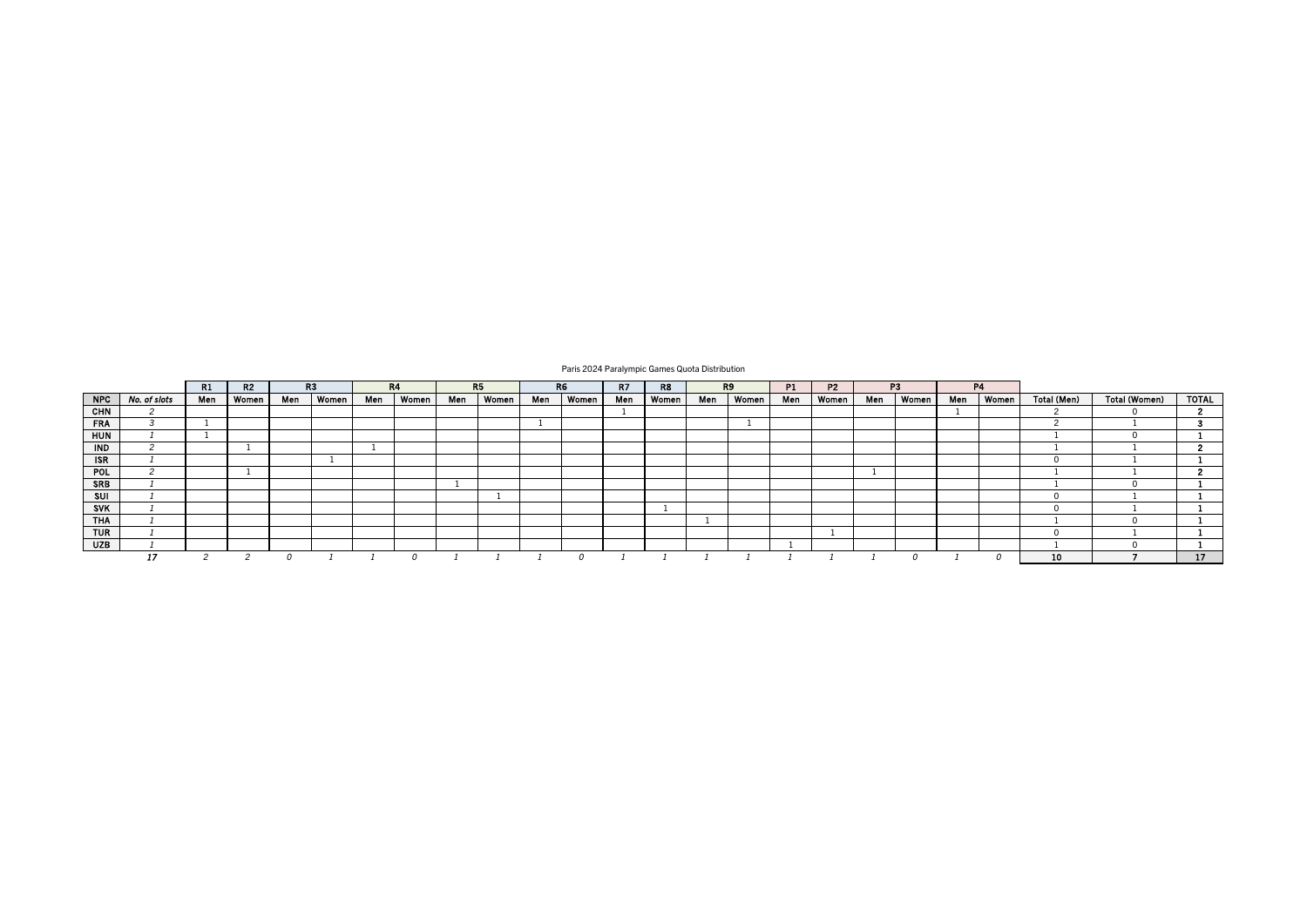Paris 2024 Paralympic Games Quota Distribution

| | | R1 | R2 | R3 | | R4 | | R5 | | R6 | | R7 | R8 | R9 | | P1 | P2 | P3 | | P4 | | | | |
|---|---|---|---|---|---|---|---|---|---|---|---|---|---|---|---|---|---|---|---|---|---|---|---|---|
| **NPC** | *No. of slots* | Men | Women | Men | Women | Men | Women | Men | Women | Men | Women | Men | Women | Men | Women | Men | Women | Men | Women | Men | Women | Total (Men) | Total (Women) | TOTAL |
| **CHN** | *2* | | | | | | | | | | | 1 | | | | | | | | 1 | | 2 | 0 | **2** |
| **FRA** | *3* | 1 | | | | | | | | 1 | | | | | 1 | | | | | | | 2 | 1 | **3** |
| **HUN** | *1* | 1 | | | | | | | | | | | | | | | | | | | | 1 | 0 | **1** |
| **IND** | *2* | | 1 | | | 1 | | | | | | | | | | | | | | | | 1 | 1 | **2** |
| **ISR** | *1* | | | | 1 | | | | | | | | | | | | | | | | | 0 | 1 | **1** |
| **POL** | *2* | | 1 | | | | | | | | | | | | | | | 1 | | | | 1 | 1 | **2** |
| **SRB** | *1* | | | | | | | 1 | | | | | | | | | | | | | | 1 | 0 | **1** |
| **SUI** | *1* | | | | | | | | 1 | | | | | | | | | | | | | 0 | 1 | **1** |
| **SVK** | *1* | | | | | | | | | | | | 1 | | | | | | | | | 0 | 1 | **1** |
| **THA** | *1* | | | | | | | | | | | | | 1 | | | | | | | | 1 | 0 | **1** |
| **TUR** | *1* | | | | | | | | | | | | | | | | 1 | | | | | 0 | 1 | **1** |
| **UZB** | *1* | | | | | | | | | | | | | | | 1 | | | | | | 1 | 0 | **1** |
| | ***17*** | *2* | *2* | *0* | *1* | *1* | *0* | *1* | *1* | *1* | *0* | *1* | *1* | *1* | *1* | *1* | *1* | *1* | *0* | *1* | *0* | **10** | **7** | **17** |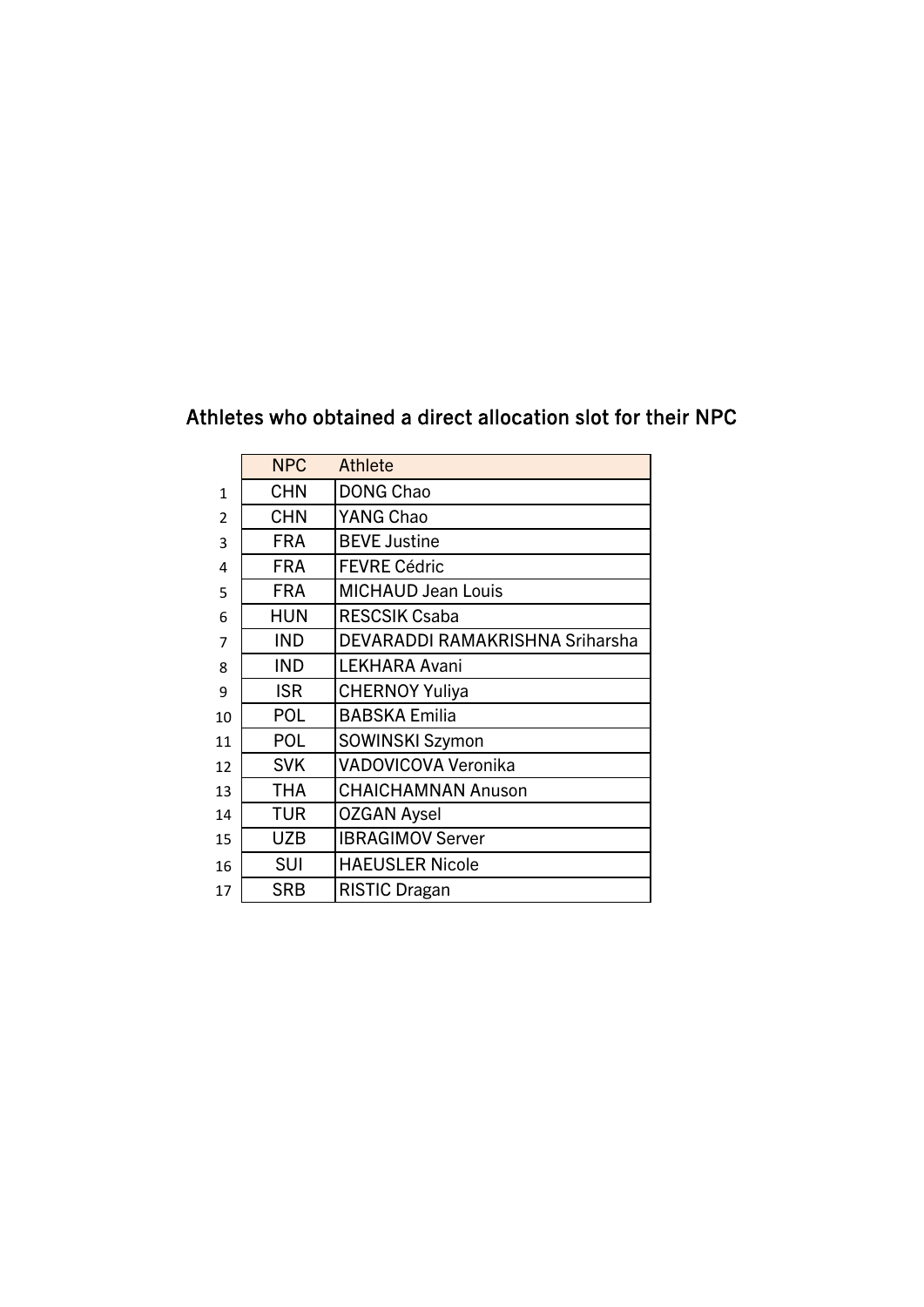## Athletes who obtained a direct allocation slot for their NPC

| | NPC | Athlete |
|---|---|---|
| 1 | CHN | DONG Chao |
| 2 | CHN | YANG Chao |
| 3 | FRA | BEVE Justine |
| 4 | FRA | FEVRE Cédric |
| 5 | FRA | MICHAUD Jean Louis |
| 6 | HUN | RESCSIK Csaba |
| 7 | IND | DEVARADDI RAMAKRISHNA Sriharsha |
| 8 | IND | LEKHARA Avani |
| 9 | ISR | CHERNOY Yuliya |
| 10 | POL | BABSKA Emilia |
| 11 | POL | SOWINSKI Szymon |
| 12 | SVK | VADOVICOVA Veronika |
| 13 | THA | CHAICHAMNAN Anuson |
| 14 | TUR | OZGAN Aysel |
| 15 | UZB | IBRAGIMOV Server |
| 16 | SUI | HAEUSLER Nicole |
| 17 | SRB | RISTIC Dragan |